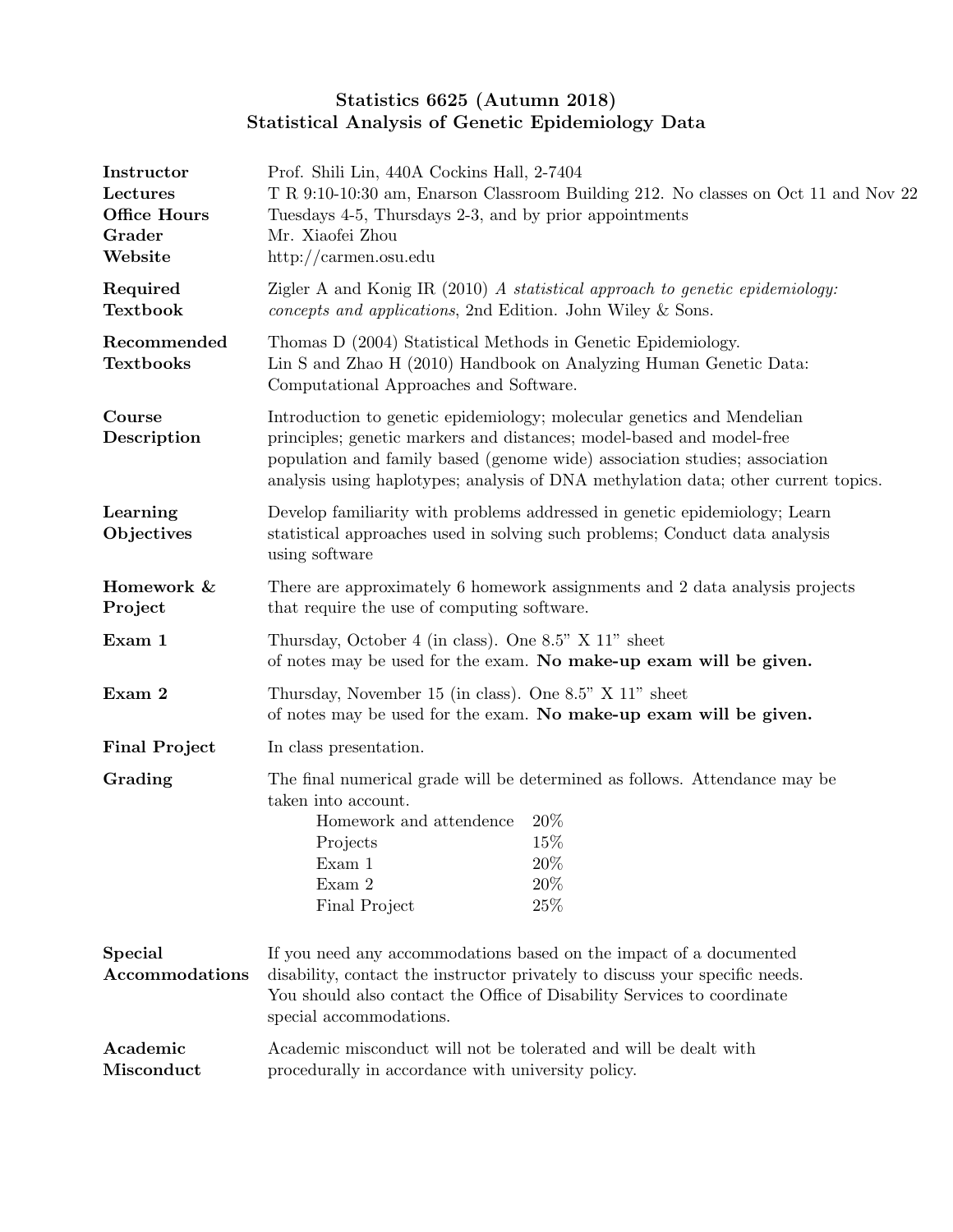# Statistics 6625 (Autumn 2018)
# Statistical Analysis of Genetic Epidemiology Data

**Instructor** Prof. Shili Lin, 440A Cockins Hall, 2-7404

**Lectures** T R 9:10-10:30 am, Enarson Classroom Building 212. No classes on Oct 11 and Nov 22

**Office Hours** Tuesdays 4-5, Thursdays 2-3, and by prior appointments

**Grader** Mr. Xiaofei Zhou

**Website** http://carmen.osu.edu

**Required Textbook** Zigler A and Konig IR (2010) *A statistical approach to genetic epidemiology: concepts and applications*, 2nd Edition. John Wiley & Sons.

**Recommended Textbooks** Thomas D (2004) Statistical Methods in Genetic Epidemiology.
Lin S and Zhao H (2010) Handbook on Analyzing Human Genetic Data: Computational Approaches and Software.

**Course Description** Introduction to genetic epidemiology; molecular genetics and Mendelian principles; genetic markers and distances; model-based and model-free population and family based (genome wide) association studies; association analysis using haplotypes; analysis of DNA methylation data; other current topics.

**Learning Objectives** Develop familiarity with problems addressed in genetic epidemiology; Learn statistical approaches used in solving such problems; Conduct data analysis using software

**Homework & Project** There are approximately 6 homework assignments and 2 data analysis projects that require the use of computing software.

**Exam 1** Thursday, October 4 (in class). One 8.5" X 11" sheet of notes may be used for the exam. **No make-up exam will be given.**

**Exam 2** Thursday, November 15 (in class). One 8.5" X 11" sheet of notes may be used for the exam. **No make-up exam will be given.**

**Final Project** In class presentation.

**Grading** The final numerical grade will be determined as follows. Attendance may be taken into account.

| Component | Weight |
|---|---|
| Homework and attendence | 20% |
| Projects | 15% |
| Exam 1 | 20% |
| Exam 2 | 20% |
| Final Project | 25% |

**Special Accommodations** If you need any accommodations based on the impact of a documented disability, contact the instructor privately to discuss your specific needs. You should also contact the Office of Disability Services to coordinate special accommodations.

**Academic Misconduct** Academic misconduct will not be tolerated and will be dealt with procedurally in accordance with university policy.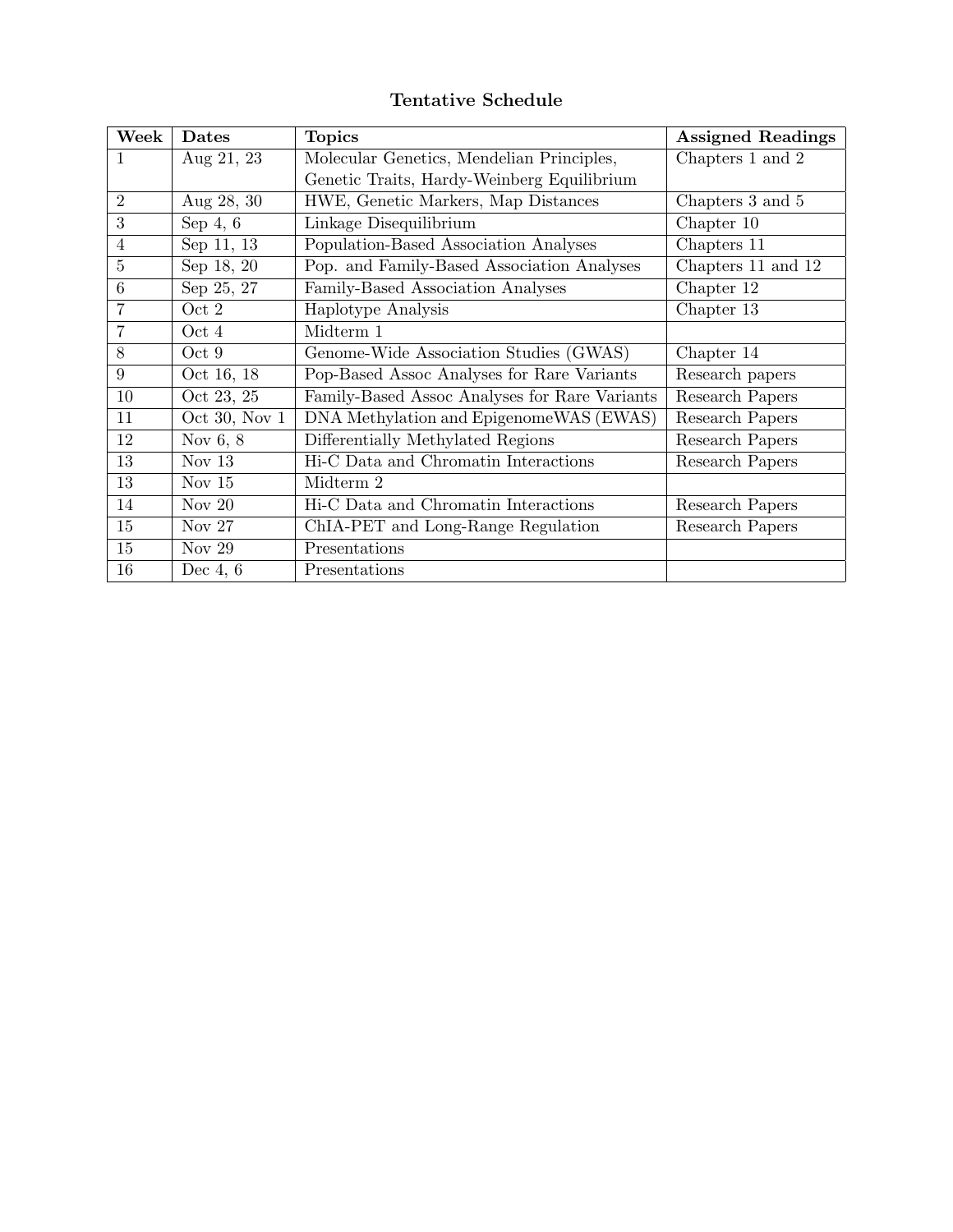**Tentative Schedule**

| Week | Dates | Topics | Assigned Readings |
|---|---|---|---|
| 1 | Aug 21, 23 | Molecular Genetics, Mendelian Principles, Genetic Traits, Hardy-Weinberg Equilibrium | Chapters 1 and 2 |
| 2 | Aug 28, 30 | HWE, Genetic Markers, Map Distances | Chapters 3 and 5 |
| 3 | Sep 4, 6 | Linkage Disequilibrium | Chapter 10 |
| 4 | Sep 11, 13 | Population-Based Association Analyses | Chapters 11 |
| 5 | Sep 18, 20 | Pop. and Family-Based Association Analyses | Chapters 11 and 12 |
| 6 | Sep 25, 27 | Family-Based Association Analyses | Chapter 12 |
| 7 | Oct 2 | Haplotype Analysis | Chapter 13 |
| 7 | Oct 4 | Midterm 1 | |
| 8 | Oct 9 | Genome-Wide Association Studies (GWAS) | Chapter 14 |
| 9 | Oct 16, 18 | Pop-Based Assoc Analyses for Rare Variants | Research papers |
| 10 | Oct 23, 25 | Family-Based Assoc Analyses for Rare Variants | Research Papers |
| 11 | Oct 30, Nov 1 | DNA Methylation and EpigenomeWAS (EWAS) | Research Papers |
| 12 | Nov 6, 8 | Differentially Methylated Regions | Research Papers |
| 13 | Nov 13 | Hi-C Data and Chromatin Interactions | Research Papers |
| 13 | Nov 15 | Midterm 2 | |
| 14 | Nov 20 | Hi-C Data and Chromatin Interactions | Research Papers |
| 15 | Nov 27 | ChIA-PET and Long-Range Regulation | Research Papers |
| 15 | Nov 29 | Presentations | |
| 16 | Dec 4, 6 | Presentations | |